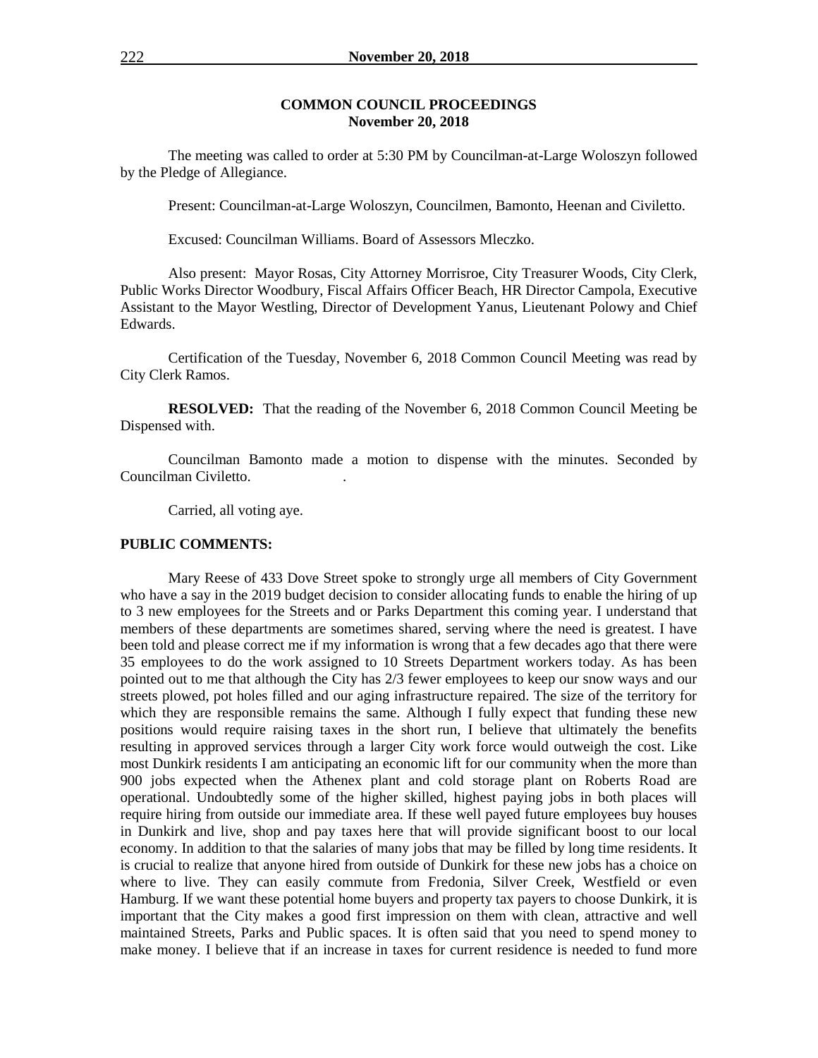# COMMON COUNCIL PROCEEDINGS
## November 20, 2018

The meeting was called to order at 5:30 PM by Councilman-at-Large Woloszyn followed by the Pledge of Allegiance.

Present: Councilman-at-Large Woloszyn, Councilmen, Bamonto, Heenan and Civiletto.

Excused: Councilman Williams. Board of Assessors Mleczko.

Also present: Mayor Rosas, City Attorney Morrisroe, City Treasurer Woods, City Clerk, Public Works Director Woodbury, Fiscal Affairs Officer Beach, HR Director Campola, Executive Assistant to the Mayor Westling, Director of Development Yanus, Lieutenant Polowy and Chief Edwards.

Certification of the Tuesday, November 6, 2018 Common Council Meeting was read by City Clerk Ramos.

**RESOLVED:** That the reading of the November 6, 2018 Common Council Meeting be Dispensed with.

Councilman Bamonto made a motion to dispense with the minutes. Seconded by Councilman Civiletto.

Carried, all voting aye.

**PUBLIC COMMENTS:**

Mary Reese of 433 Dove Street spoke to strongly urge all members of City Government who have a say in the 2019 budget decision to consider allocating funds to enable the hiring of up to 3 new employees for the Streets and or Parks Department this coming year. I understand that members of these departments are sometimes shared, serving where the need is greatest. I have been told and please correct me if my information is wrong that a few decades ago that there were 35 employees to do the work assigned to 10 Streets Department workers today. As has been pointed out to me that although the City has 2/3 fewer employees to keep our snow ways and our streets plowed, pot holes filled and our aging infrastructure repaired. The size of the territory for which they are responsible remains the same. Although I fully expect that funding these new positions would require raising taxes in the short run, I believe that ultimately the benefits resulting in approved services through a larger City work force would outweigh the cost. Like most Dunkirk residents I am anticipating an economic lift for our community when the more than 900 jobs expected when the Athenex plant and cold storage plant on Roberts Road are operational. Undoubtedly some of the higher skilled, highest paying jobs in both places will require hiring from outside our immediate area. If these well payed future employees buy houses in Dunkirk and live, shop and pay taxes here that will provide significant boost to our local economy. In addition to that the salaries of many jobs that may be filled by long time residents. It is crucial to realize that anyone hired from outside of Dunkirk for these new jobs has a choice on where to live. They can easily commute from Fredonia, Silver Creek, Westfield or even Hamburg. If we want these potential home buyers and property tax payers to choose Dunkirk, it is important that the City makes a good first impression on them with clean, attractive and well maintained Streets, Parks and Public spaces. It is often said that you need to spend money to make money. I believe that if an increase in taxes for current residence is needed to fund more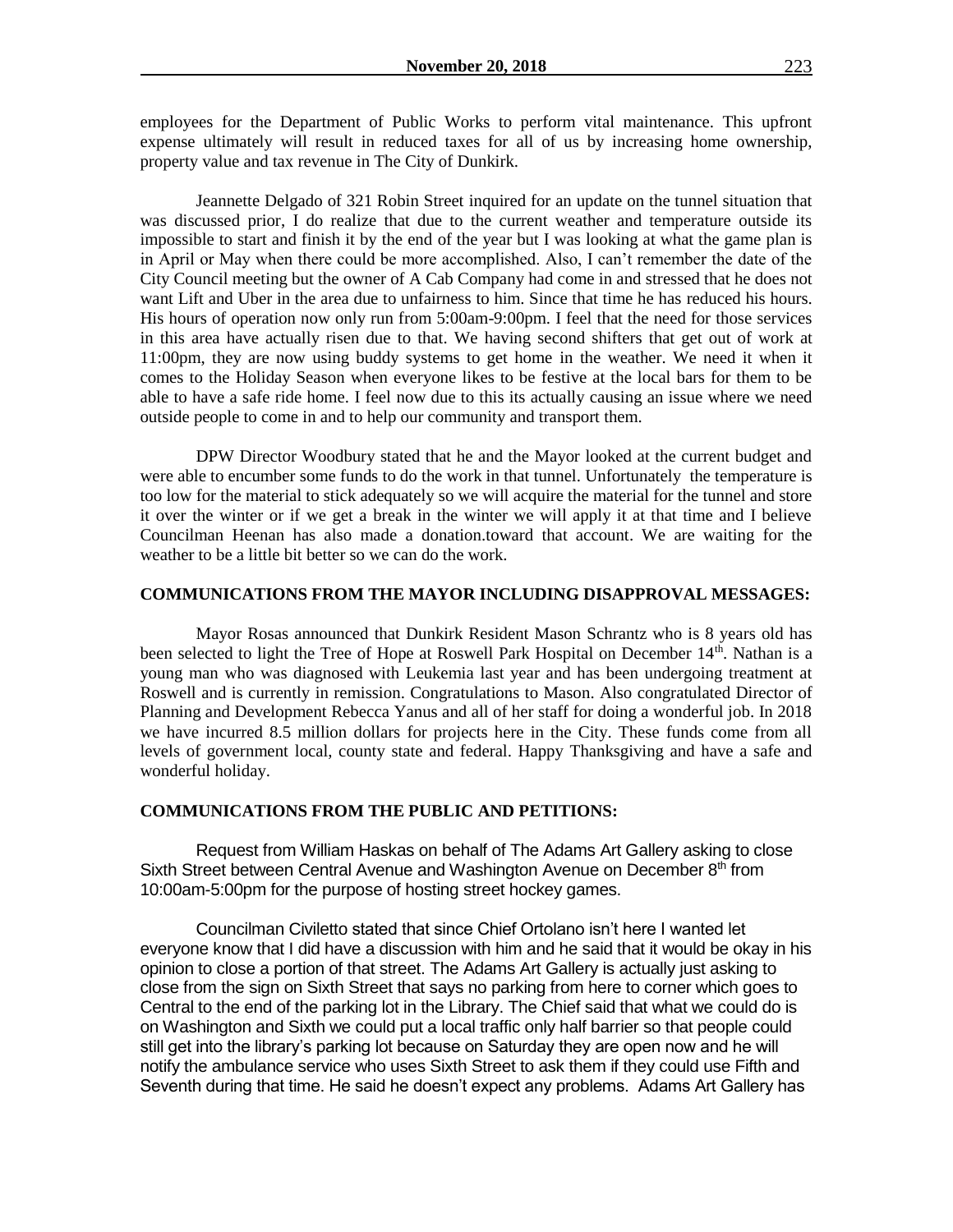employees for the Department of Public Works to perform vital maintenance. This upfront expense ultimately will result in reduced taxes for all of us by increasing home ownership, property value and tax revenue in The City of Dunkirk.

Jeannette Delgado of 321 Robin Street inquired for an update on the tunnel situation that was discussed prior, I do realize that due to the current weather and temperature outside its impossible to start and finish it by the end of the year but I was looking at what the game plan is in April or May when there could be more accomplished. Also, I can't remember the date of the City Council meeting but the owner of A Cab Company had come in and stressed that he does not want Lift and Uber in the area due to unfairness to him. Since that time he has reduced his hours. His hours of operation now only run from 5:00am-9:00pm. I feel that the need for those services in this area have actually risen due to that. We having second shifters that get out of work at 11:00pm, they are now using buddy systems to get home in the weather. We need it when it comes to the Holiday Season when everyone likes to be festive at the local bars for them to be able to have a safe ride home. I feel now due to this its actually causing an issue where we need outside people to come in and to help our community and transport them.

DPW Director Woodbury stated that he and the Mayor looked at the current budget and were able to encumber some funds to do the work in that tunnel. Unfortunately the temperature is too low for the material to stick adequately so we will acquire the material for the tunnel and store it over the winter or if we get a break in the winter we will apply it at that time and I believe Councilman Heenan has also made a donation.toward that account. We are waiting for the weather to be a little bit better so we can do the work.

## COMMUNICATIONS FROM THE MAYOR INCLUDING DISAPPROVAL MESSAGES:

Mayor Rosas announced that Dunkirk Resident Mason Schrantz who is 8 years old has been selected to light the Tree of Hope at Roswell Park Hospital on December 14th. Nathan is a young man who was diagnosed with Leukemia last year and has been undergoing treatment at Roswell and is currently in remission. Congratulations to Mason. Also congratulated Director of Planning and Development Rebecca Yanus and all of her staff for doing a wonderful job. In 2018 we have incurred 8.5 million dollars for projects here in the City. These funds come from all levels of government local, county state and federal. Happy Thanksgiving and have a safe and wonderful holiday.

## COMMUNICATIONS FROM THE PUBLIC AND PETITIONS:

Request from William Haskas on behalf of The Adams Art Gallery asking to close Sixth Street between Central Avenue and Washington Avenue on December 8th from 10:00am-5:00pm for the purpose of hosting street hockey games.

Councilman Civiletto stated that since Chief Ortolano isn't here I wanted let everyone know that I did have a discussion with him and he said that it would be okay in his opinion to close a portion of that street. The Adams Art Gallery is actually just asking to close from the sign on Sixth Street that says no parking from here to corner which goes to Central to the end of the parking lot in the Library. The Chief said that what we could do is on Washington and Sixth we could put a local traffic only half barrier so that people could still get into the library's parking lot because on Saturday they are open now and he will notify the ambulance service who uses Sixth Street to ask them if they could use Fifth and Seventh during that time. He said he doesn't expect any problems. Adams Art Gallery has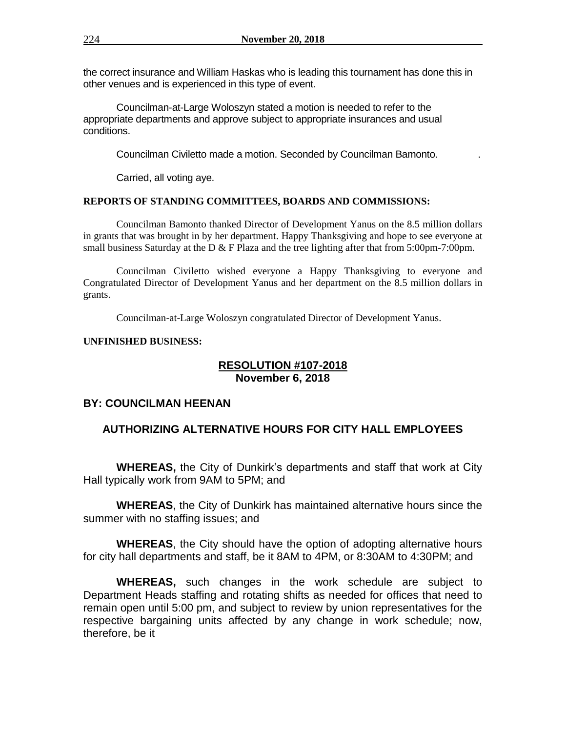the correct insurance and William Haskas who is leading this tournament has done this in other venues and is experienced in this type of event.

Councilman-at-Large Woloszyn stated a motion is needed to refer to the appropriate departments and approve subject to appropriate insurances and usual conditions.

Councilman Civiletto made a motion. Seconded by Councilman Bamonto.

Carried, all voting aye.

**REPORTS OF STANDING COMMITTEES, BOARDS AND COMMISSIONS:**

Councilman Bamonto thanked Director of Development Yanus on the 8.5 million dollars in grants that was brought in by her department. Happy Thanksgiving and hope to see everyone at small business Saturday at the D & F Plaza and the tree lighting after that from 5:00pm-7:00pm.

Councilman Civiletto wished everyone a Happy Thanksgiving to everyone and Congratulated Director of Development Yanus and her department on the 8.5 million dollars in grants.

Councilman-at-Large Woloszyn congratulated Director of Development Yanus.

**UNFINISHED BUSINESS:**

## RESOLUTION #107-2018
**November 6, 2018**

**BY: COUNCILMAN HEENAN**

### AUTHORIZING ALTERNATIVE HOURS FOR CITY HALL EMPLOYEES

**WHEREAS,** the City of Dunkirk's departments and staff that work at City Hall typically work from 9AM to 5PM; and

**WHEREAS**, the City of Dunkirk has maintained alternative hours since the summer with no staffing issues; and

**WHEREAS**, the City should have the option of adopting alternative hours for city hall departments and staff, be it 8AM to 4PM, or 8:30AM to 4:30PM; and

**WHEREAS,** such changes in the work schedule are subject to Department Heads staffing and rotating shifts as needed for offices that need to remain open until 5:00 pm, and subject to review by union representatives for the respective bargaining units affected by any change in work schedule; now, therefore, be it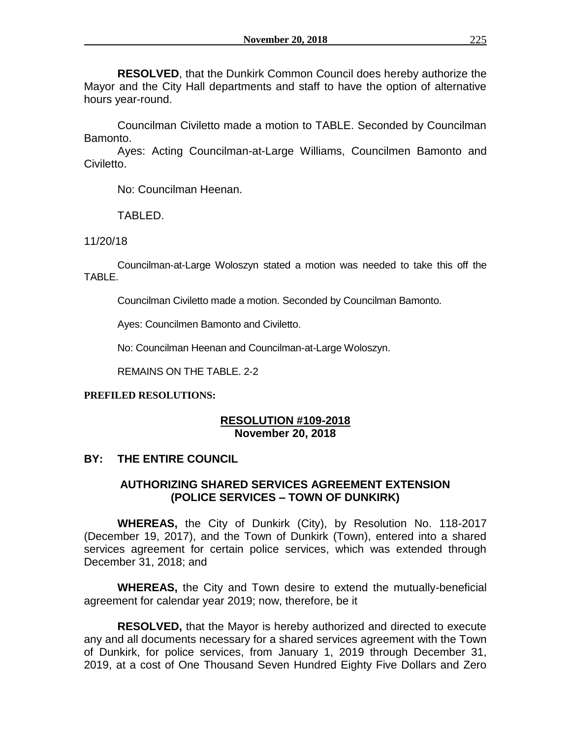**RESOLVED**, that the Dunkirk Common Council does hereby authorize the Mayor and the City Hall departments and staff to have the option of alternative hours year-round.

Councilman Civiletto made a motion to TABLE. Seconded by Councilman Bamonto.

Ayes: Acting Councilman-at-Large Williams, Councilmen Bamonto and Civiletto.

No: Councilman Heenan.

TABLED.

11/20/18

Councilman-at-Large Woloszyn stated a motion was needed to take this off the TABLE.

Councilman Civiletto made a motion. Seconded by Councilman Bamonto.

Ayes: Councilmen Bamonto and Civiletto.

No: Councilman Heenan and Councilman-at-Large Woloszyn.

REMAINS ON THE TABLE. 2-2

**PREFILED RESOLUTIONS:**

**RESOLUTION #109-2018**
**November 20, 2018**

**BY: THE ENTIRE COUNCIL**

**AUTHORIZING SHARED SERVICES AGREEMENT EXTENSION (POLICE SERVICES – TOWN OF DUNKIRK)**

**WHEREAS,** the City of Dunkirk (City), by Resolution No. 118-2017 (December 19, 2017), and the Town of Dunkirk (Town), entered into a shared services agreement for certain police services, which was extended through December 31, 2018; and

**WHEREAS,** the City and Town desire to extend the mutually-beneficial agreement for calendar year 2019; now, therefore, be it

**RESOLVED,** that the Mayor is hereby authorized and directed to execute any and all documents necessary for a shared services agreement with the Town of Dunkirk, for police services, from January 1, 2019 through December 31, 2019, at a cost of One Thousand Seven Hundred Eighty Five Dollars and Zero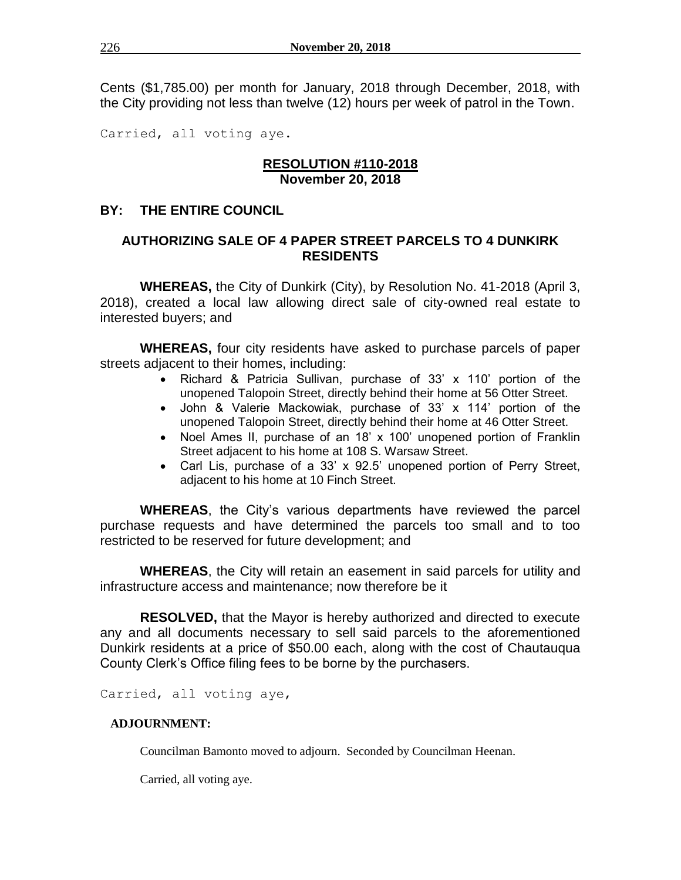Cents ($1,785.00) per month for January, 2018 through December, 2018, with the City providing not less than twelve (12) hours per week of patrol in the Town.

Carried, all voting aye.

**RESOLUTION #110-2018**
**November 20, 2018**

**BY: THE ENTIRE COUNCIL**

**AUTHORIZING SALE OF 4 PAPER STREET PARCELS TO 4 DUNKIRK RESIDENTS**

**WHEREAS,** the City of Dunkirk (City), by Resolution No. 41-2018 (April 3, 2018), created a local law allowing direct sale of city-owned real estate to interested buyers; and

**WHEREAS,** four city residents have asked to purchase parcels of paper streets adjacent to their homes, including:

- Richard & Patricia Sullivan, purchase of 33' x 110' portion of the unopened Talopoin Street, directly behind their home at 56 Otter Street.
- John & Valerie Mackowiak, purchase of 33' x 114' portion of the unopened Talopoin Street, directly behind their home at 46 Otter Street.
- Noel Ames II, purchase of an 18' x 100' unopened portion of Franklin Street adjacent to his home at 108 S. Warsaw Street.
- Carl Lis, purchase of a 33' x 92.5' unopened portion of Perry Street, adjacent to his home at 10 Finch Street.

**WHEREAS**, the City's various departments have reviewed the parcel purchase requests and have determined the parcels too small and to too restricted to be reserved for future development; and

**WHEREAS**, the City will retain an easement in said parcels for utility and infrastructure access and maintenance; now therefore be it

**RESOLVED,** that the Mayor is hereby authorized and directed to execute any and all documents necessary to sell said parcels to the aforementioned Dunkirk residents at a price of $50.00 each, along with the cost of Chautauqua County Clerk's Office filing fees to be borne by the purchasers.

Carried, all voting aye,

**ADJOURNMENT:**

Councilman Bamonto moved to adjourn. Seconded by Councilman Heenan.

Carried, all voting aye.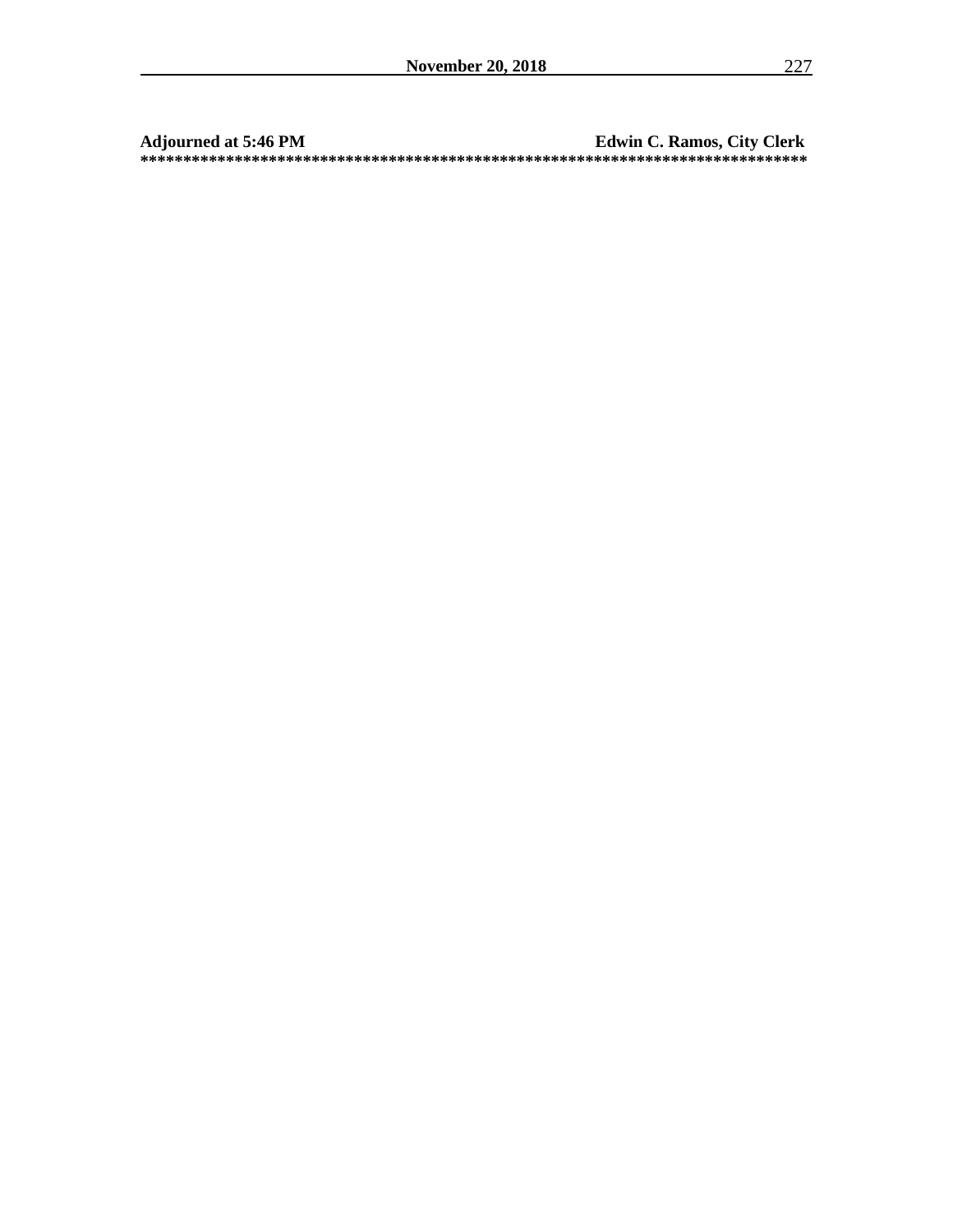**Adjourned at 5:46 PM** **Edwin C. Ramos, City Clerk**

********************************************************************************